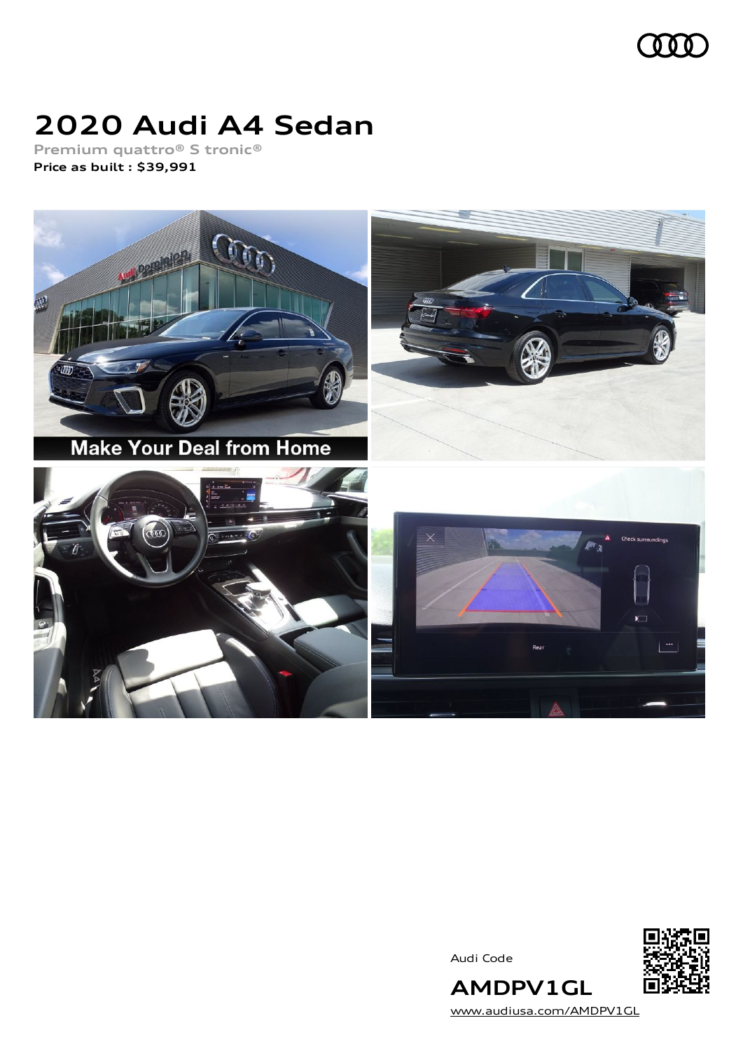# 2020 Audi A4 Sedan

**Premium quattro® S tronic®**

**Price as built : $39,991**

Audi Code

**AMDPV1GL**

www.audiusa.com/AMDPV1GL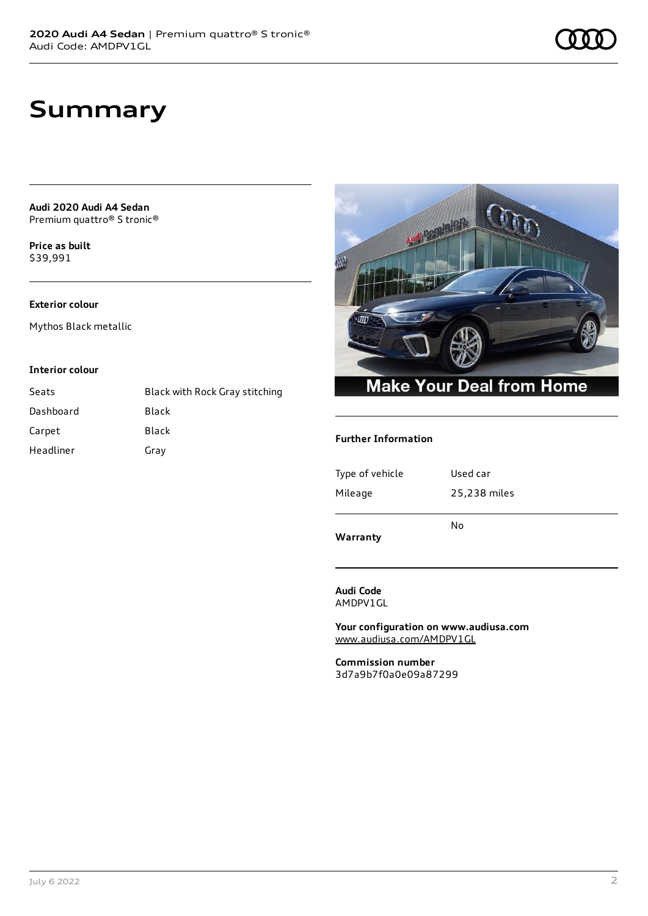# Summary

**Audi 2020 Audi A4 Sedan**
Premium quattro® S tronic®

**Price as built**
$39,991

**Exterior colour**

Mythos Black metallic

**Interior colour**

| | |
|---|---|
| Seats | Black with Rock Gray stitching |
| Dashboard | Black |
| Carpet | Black |
| Headliner | Gray |

**Further Information**

| | |
|---|---|
| Type of vehicle | Used car |
| Mileage | 25,238 miles |
| **Warranty** | No |

**Audi Code**
AMDPV1GL

**Your configuration on www.audiusa.com**
www.audiusa.com/AMDPV1GL

**Commission number**
3d7a9b7f0a0e09a87299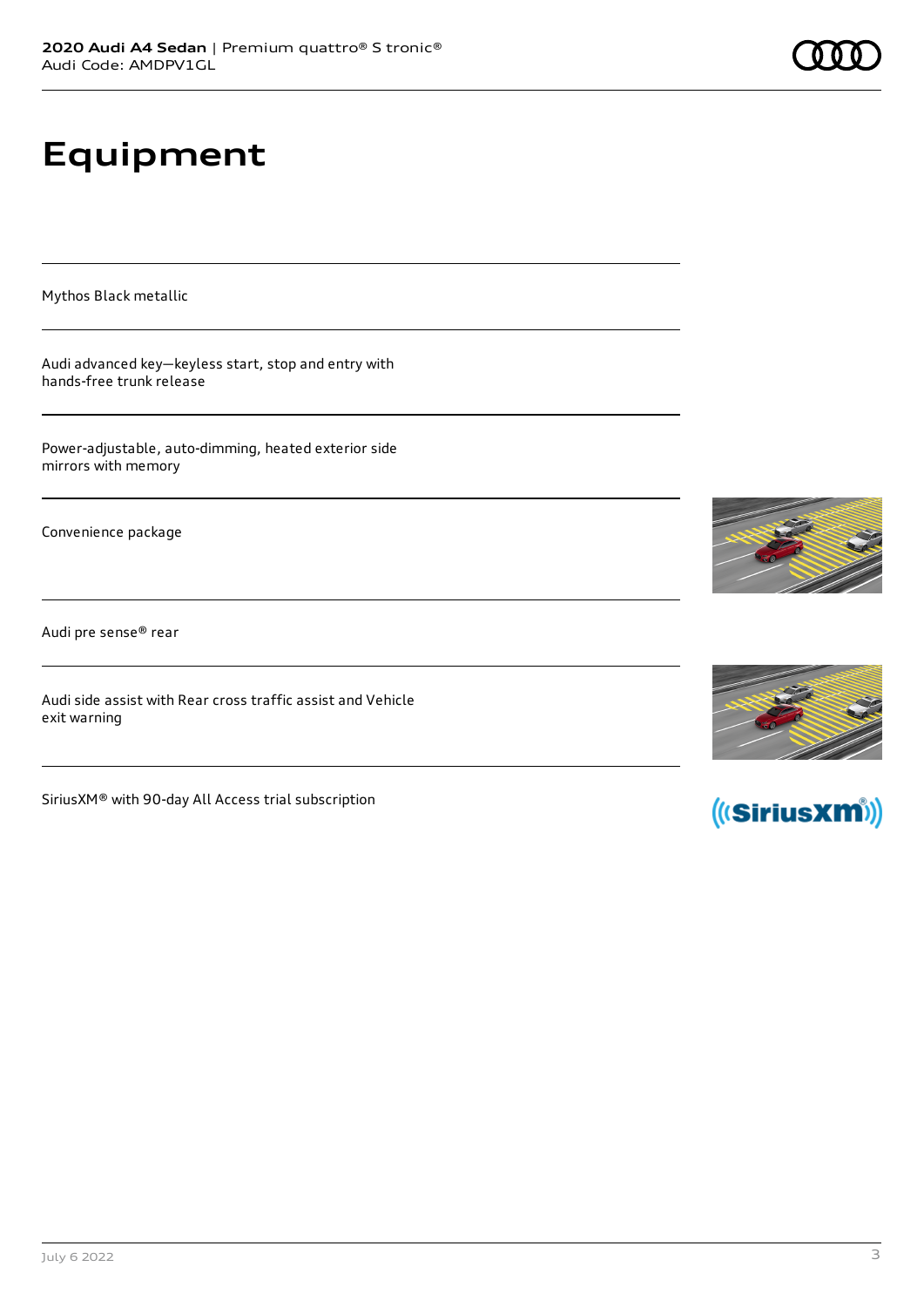# Equipment

Mythos Black metallic

Audi advanced key—keyless start, stop and entry with hands-free trunk release

Power-adjustable, auto-dimming, heated exterior side mirrors with memory

Convenience package

Audi pre sense® rear

Audi side assist with Rear cross traffic assist and Vehicle exit warning

SiriusXM® with 90-day All Access trial subscription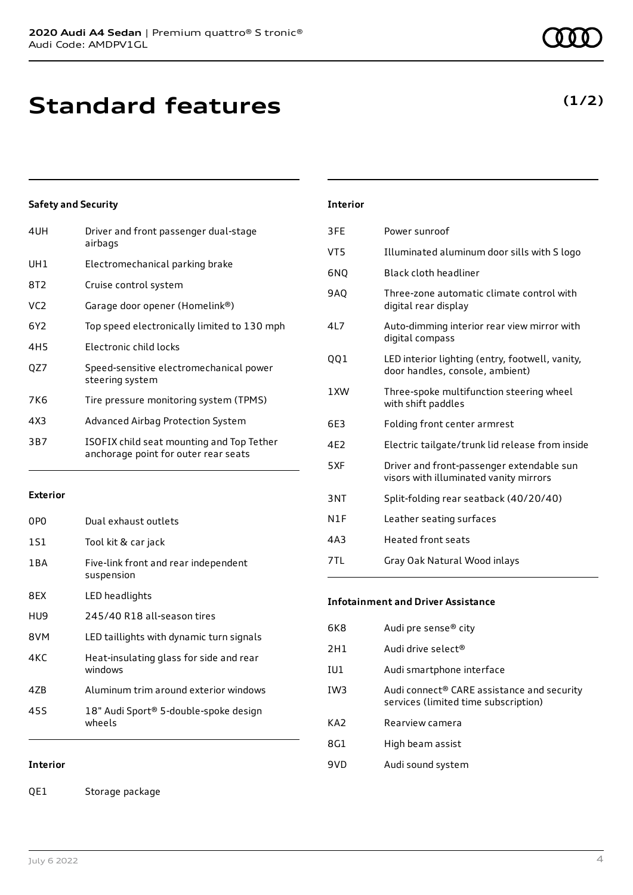# Standard features

**(1/2)**

### Safety and Security

| | |
|---|---|
| 4UH | Driver and front passenger dual-stage airbags |
| UH1 | Electromechanical parking brake |
| 8T2 | Cruise control system |
| VC2 | Garage door opener (Homelink®) |
| 6Y2 | Top speed electronically limited to 130 mph |
| 4H5 | Electronic child locks |
| QZ7 | Speed-sensitive electromechanical power steering system |
| 7K6 | Tire pressure monitoring system (TPMS) |
| 4X3 | Advanced Airbag Protection System |
| 3B7 | ISOFIX child seat mounting and Top Tether anchorage point for outer rear seats |

### Exterior

| | |
|---|---|
| 0P0 | Dual exhaust outlets |
| 1S1 | Tool kit & car jack |
| 1BA | Five-link front and rear independent suspension |
| 8EX | LED headlights |
| HU9 | 245/40 R18 all-season tires |
| 8VM | LED taillights with dynamic turn signals |
| 4KC | Heat-insulating glass for side and rear windows |
| 4ZB | Aluminum trim around exterior windows |
| 45S | 18" Audi Sport® 5-double-spoke design wheels |

### Interior

| | |
|---|---|
| QE1 | Storage package |
| 3FE | Power sunroof |
| VT5 | Illuminated aluminum door sills with S logo |
| 6NQ | Black cloth headliner |
| 9AQ | Three-zone automatic climate control with digital rear display |
| 4L7 | Auto-dimming interior rear view mirror with digital compass |
| QQ1 | LED interior lighting (entry, footwell, vanity, door handles, console, ambient) |
| 1XW | Three-spoke multifunction steering wheel with shift paddles |
| 6E3 | Folding front center armrest |
| 4E2 | Electric tailgate/trunk lid release from inside |
| 5XF | Driver and front-passenger extendable sun visors with illuminated vanity mirrors |
| 3NT | Split-folding rear seatback (40/20/40) |
| N1F | Leather seating surfaces |
| 4A3 | Heated front seats |
| 7TL | Gray Oak Natural Wood inlays |

### Infotainment and Driver Assistance

| | |
|---|---|
| 6K8 | Audi pre sense® city |
| 2H1 | Audi drive select® |
| IU1 | Audi smartphone interface |
| IW3 | Audi connect® CARE assistance and security services (limited time subscription) |
| KA2 | Rearview camera |
| 8G1 | High beam assist |
| 9VD | Audi sound system |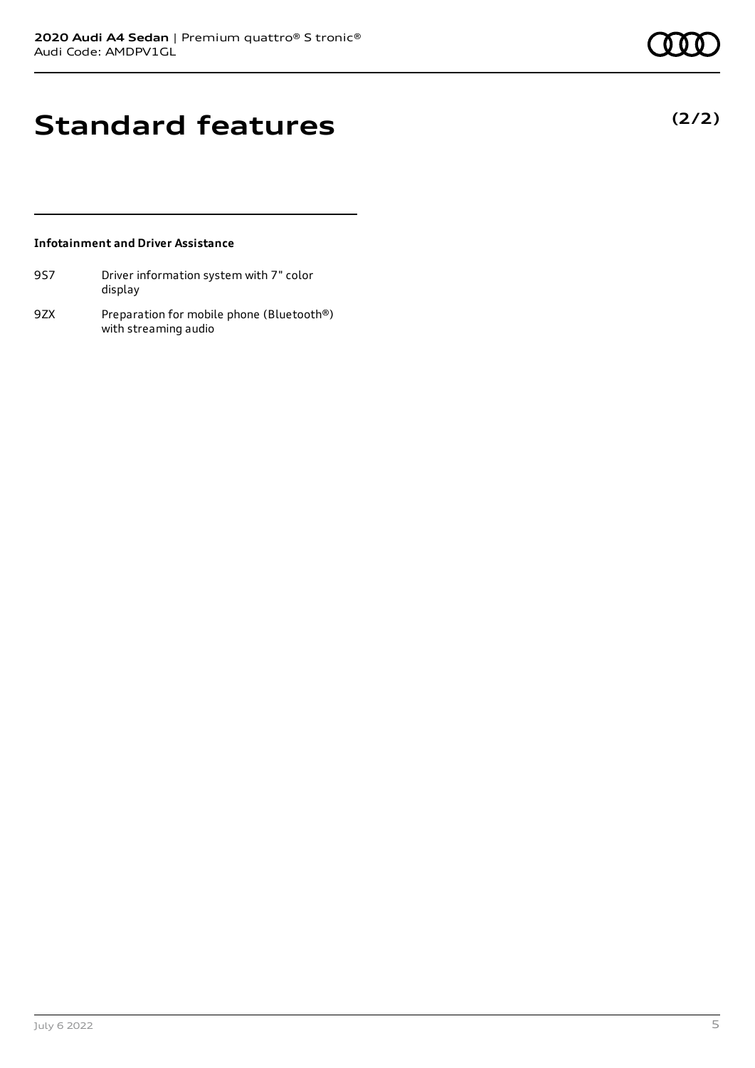# Standard features

**(2/2)**

### Infotainment and Driver Assistance

| | |
|---|---|
| 9S7 | Driver information system with 7" color display |
| 9ZX | Preparation for mobile phone (Bluetooth®) with streaming audio |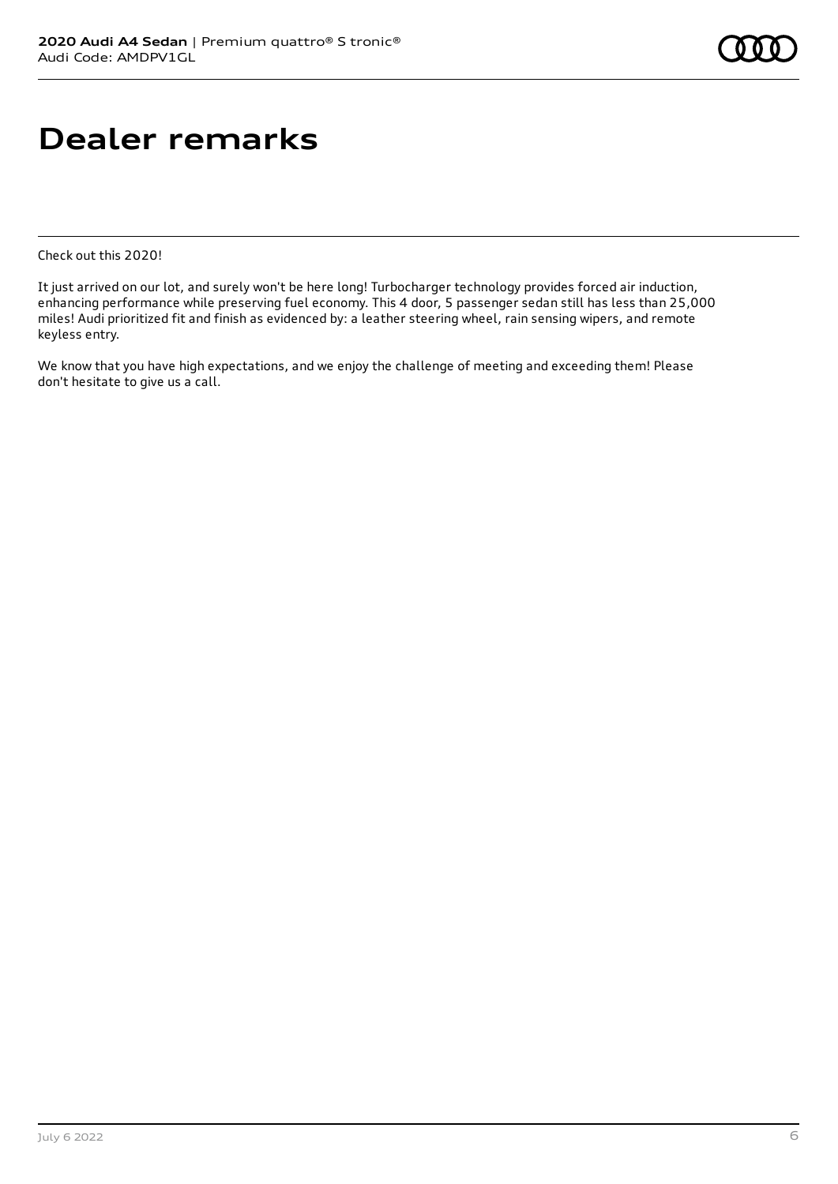# Dealer remarks

Check out this 2020!

It just arrived on our lot, and surely won't be here long! Turbocharger technology provides forced air induction, enhancing performance while preserving fuel economy. This 4 door, 5 passenger sedan still has less than 25,000 miles! Audi prioritized fit and finish as evidenced by: a leather steering wheel, rain sensing wipers, and remote keyless entry.

We know that you have high expectations, and we enjoy the challenge of meeting and exceeding them! Please don't hesitate to give us a call.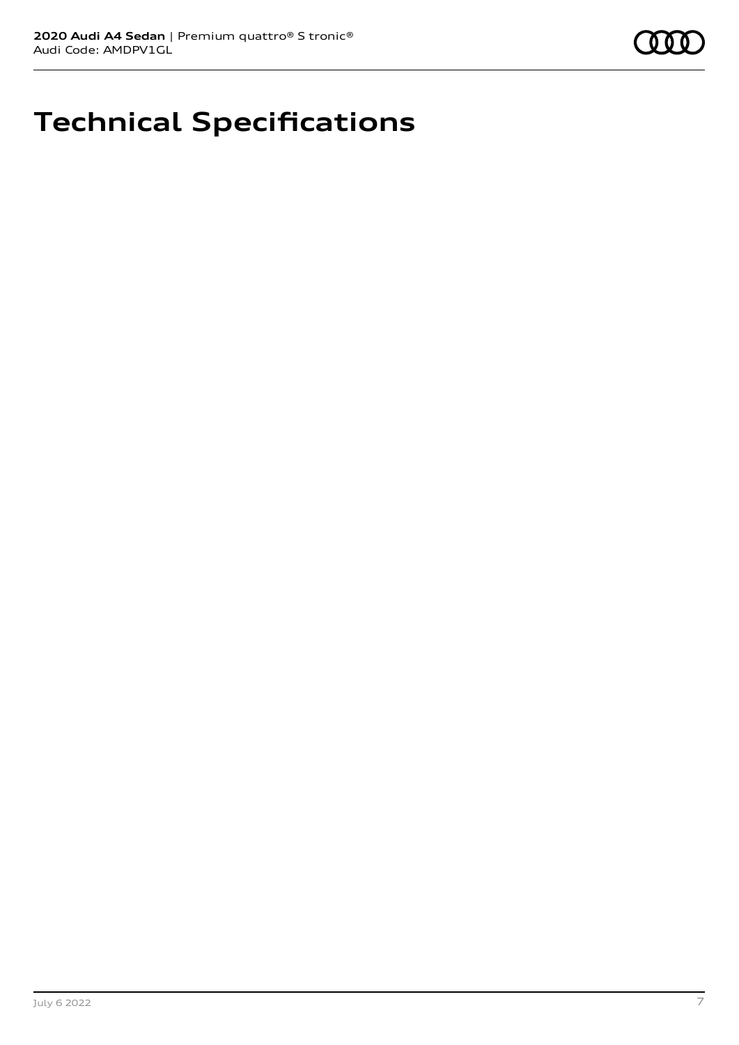# Technical Specifications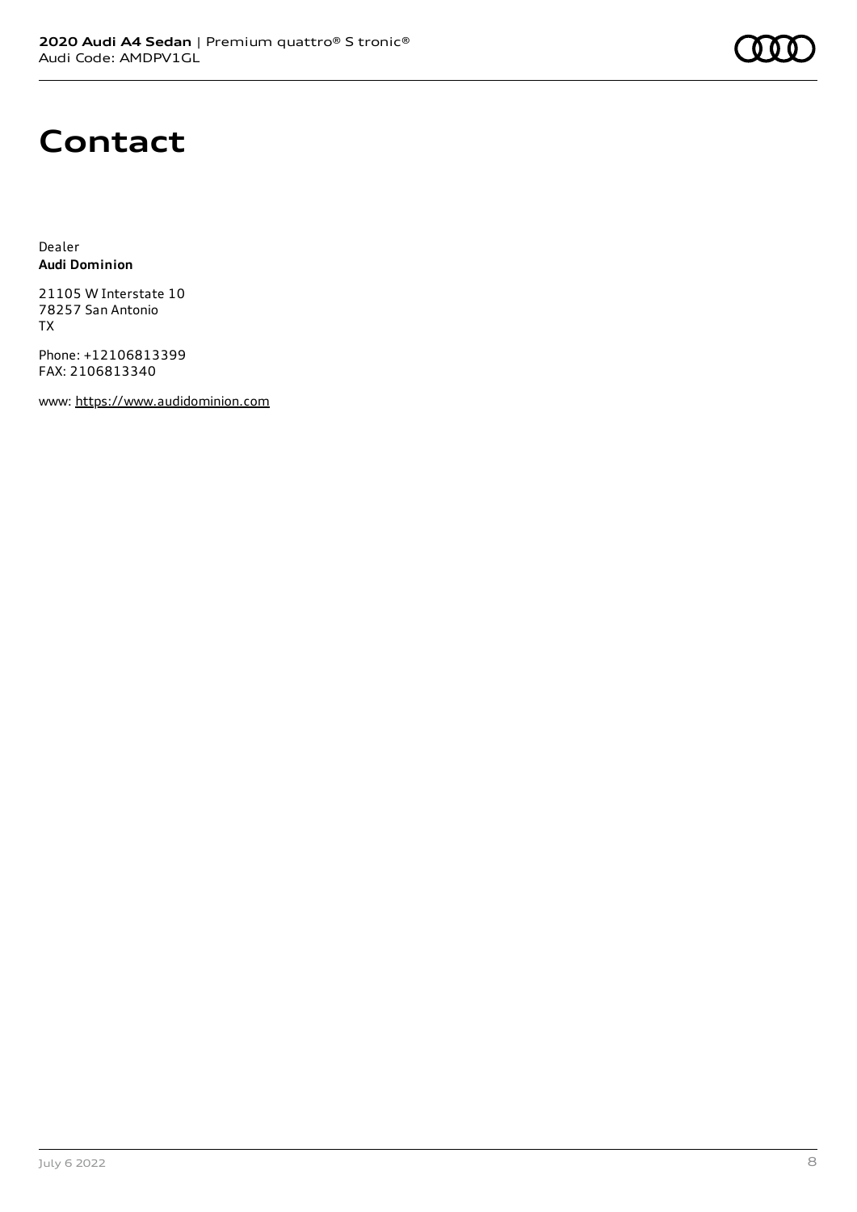# Contact

Dealer
**Audi Dominion**

21105 W Interstate 10
78257 San Antonio
TX

Phone: +12106813399
FAX: 2106813340

www: https://www.audidominion.com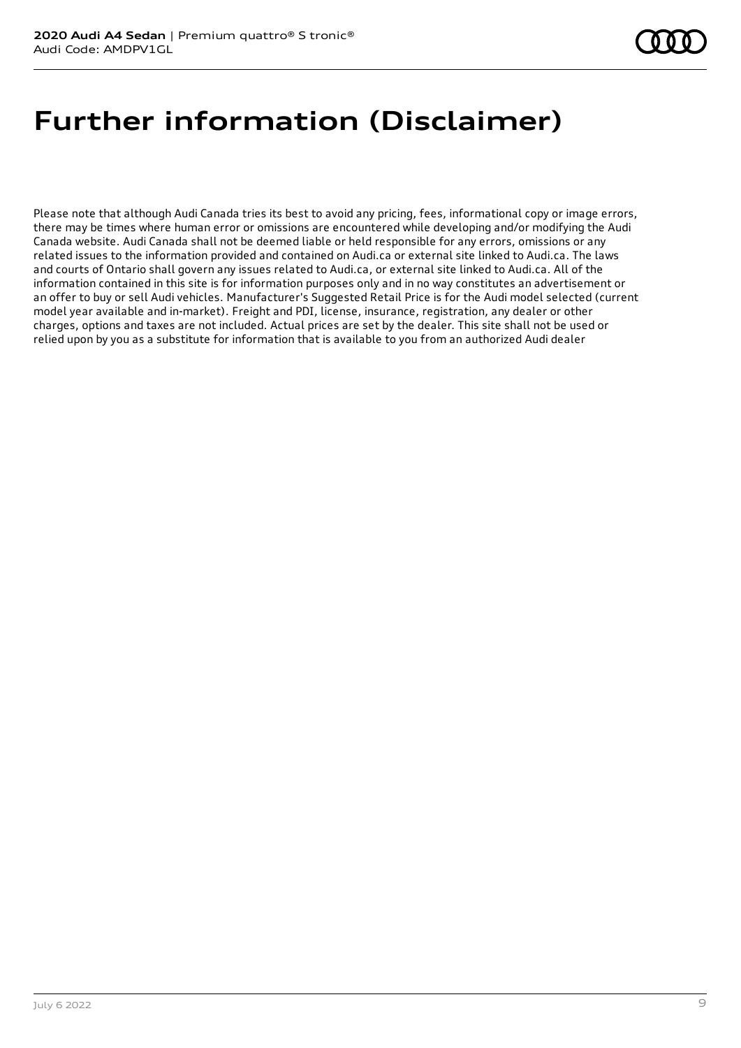# Further information (Disclaimer)

Please note that although Audi Canada tries its best to avoid any pricing, fees, informational copy or image errors, there may be times where human error or omissions are encountered while developing and/or modifying the Audi Canada website. Audi Canada shall not be deemed liable or held responsible for any errors, omissions or any related issues to the information provided and contained on Audi.ca or external site linked to Audi.ca. The laws and courts of Ontario shall govern any issues related to Audi.ca, or external site linked to Audi.ca. All of the information contained in this site is for information purposes only and in no way constitutes an advertisement or an offer to buy or sell Audi vehicles. Manufacturer's Suggested Retail Price is for the Audi model selected (current model year available and in-market). Freight and PDI, license, insurance, registration, any dealer or other charges, options and taxes are not included. Actual prices are set by the dealer. This site shall not be used or relied upon by you as a substitute for information that is available to you from an authorized Audi dealer